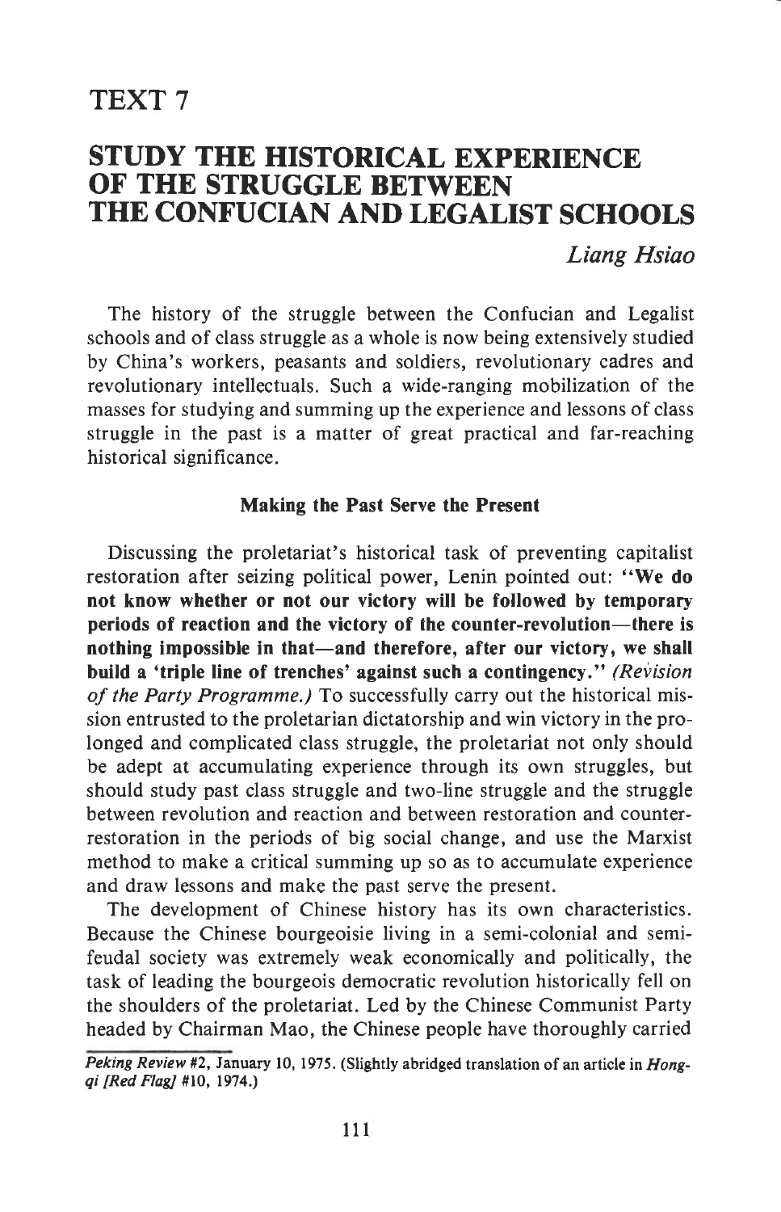# TEXT 7

# STUDY THE HISTORICAL EXPERIENCE OF THE STRUGGLE BETWEEN THE CONFUCIAN AND LEGALIST SCHOOLS

*Liang Hsiao*

The history of the struggle between the Confucian and Legalist schools and of class struggle as a whole is now being extensively studied by China's workers, peasants and soldiers, revolutionary cadres and revolutionary intellectuals. Such a wide-ranging mobilization of the masses for studying and summing up the experience and lessons of class struggle in the past is a matter of great practical and far-reaching historical significance.

### Making the Past Serve the Present

Discussing the proletariat's historical task of preventing capitalist restoration after seizing political power, Lenin pointed out: **"We do not know whether or not our victory will be followed by temporary periods of reaction and the victory of the counter-revolution—there is nothing impossible in that—and therefore, after our victory, we shall build a 'triple line of trenches' against such a contingency."** *(Revision of the Party Programme.)* To successfully carry out the historical mission entrusted to the proletarian dictatorship and win victory in the prolonged and complicated class struggle, the proletariat not only should be adept at accumulating experience through its own struggles, but should study past class struggle and two-line struggle and the struggle between revolution and reaction and between restoration and counter-restoration in the periods of big social change, and use the Marxist method to make a critical summing up so as to accumulate experience and draw lessons and make the past serve the present.

The development of Chinese history has its own characteristics. Because the Chinese bourgeoisie living in a semi-colonial and semi-feudal society was extremely weak economically and politically, the task of leading the bourgeois democratic revolution historically fell on the shoulders of the proletariat. Led by the Chinese Communist Party headed by Chairman Mao, the Chinese people have thoroughly carried

*Peking Review* #2, January 10, 1975. (Slightly abridged translation of an article in *Hongqi [Red Flag]* #10, 1974.)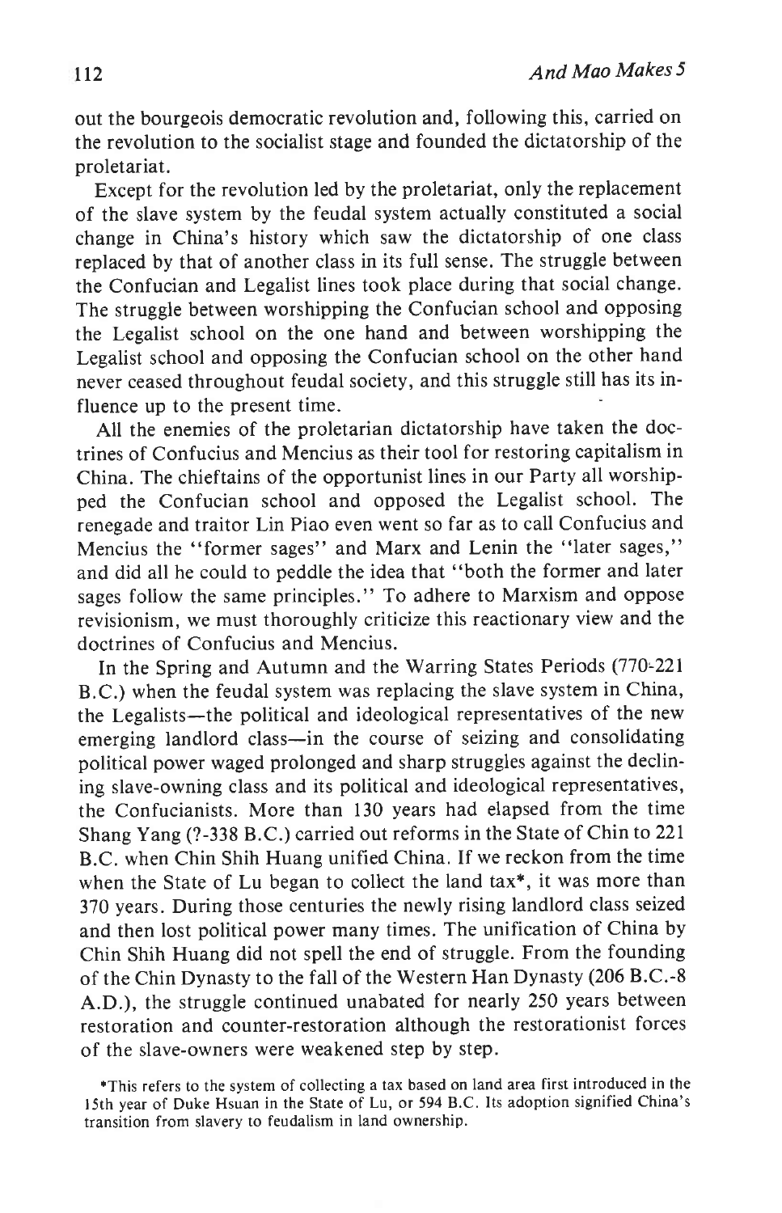out the bourgeois democratic revolution and, following this, carried on the revolution to the socialist stage and founded the dictatorship of the proletariat.

Except for the revolution led by the proletariat, only the replacement of the slave system by the feudal system actually constituted a social change in China's history which saw the dictatorship of one class replaced by that of another class in its full sense. The struggle between the Confucian and Legalist lines took place during that social change. The struggle between worshipping the Confucian school and opposing the Legalist school on the one hand and between worshipping the Legalist school and opposing the Confucian school on the other hand never ceased throughout feudal society, and this struggle still has its influence up to the present time.

All the enemies of the proletarian dictatorship have taken the doctrines of Confucius and Mencius as their tool for restoring capitalism in China. The chieftains of the opportunist lines in our Party all worshipped the Confucian school and opposed the Legalist school. The renegade and traitor Lin Piao even went so far as to call Confucius and Mencius the "former sages" and Marx and Lenin the "later sages," and did all he could to peddle the idea that "both the former and later sages follow the same principles." To adhere to Marxism and oppose revisionism, we must thoroughly criticize this reactionary view and the doctrines of Confucius and Mencius.

In the Spring and Autumn and the Warring States Periods (770-221 B.C.) when the feudal system was replacing the slave system in China, the Legalists—the political and ideological representatives of the new emerging landlord class—in the course of seizing and consolidating political power waged prolonged and sharp struggles against the declining slave-owning class and its political and ideological representatives, the Confucianists. More than 130 years had elapsed from the time Shang Yang (?-338 B.C.) carried out reforms in the State of Chin to 221 B.C. when Chin Shih Huang unified China. If we reckon from the time when the State of Lu began to collect the land tax*, it was more than 370 years. During those centuries the newly rising landlord class seized and then lost political power many times. The unification of China by Chin Shih Huang did not spell the end of struggle. From the founding of the Chin Dynasty to the fall of the Western Han Dynasty (206 B.C.-8 A.D.), the struggle continued unabated for nearly 250 years between restoration and counter-restoration although the restorationist forces of the slave-owners were weakened step by step.

*This refers to the system of collecting a tax based on land area first introduced in the 15th year of Duke Hsuan in the State of Lu, or 594 B.C. Its adoption signified China's transition from slavery to feudalism in land ownership.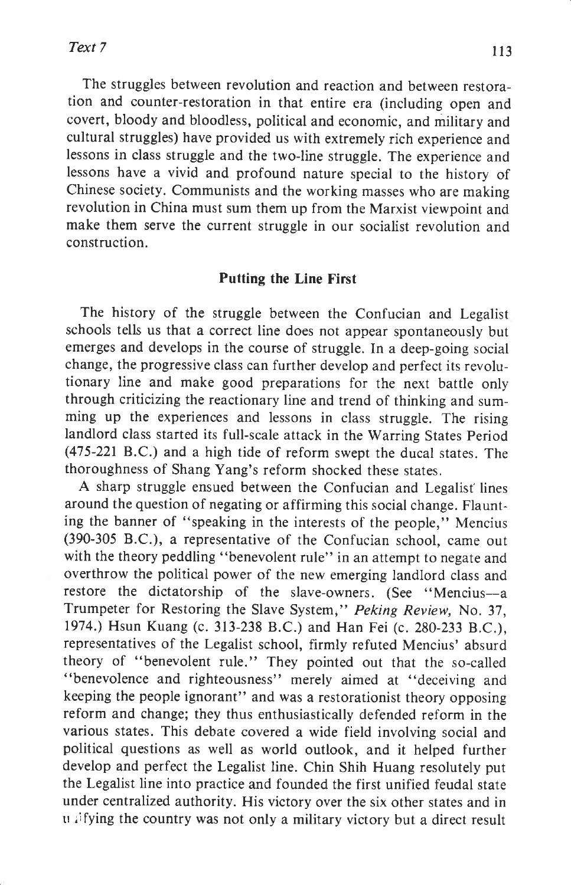The struggles between revolution and reaction and between restoration and counter-restoration in that entire era (including open and covert, bloody and bloodless, political and economic, and military and cultural struggles) have provided us with extremely rich experience and lessons in class struggle and the two-line struggle. The experience and lessons have a vivid and profound nature special to the history of Chinese society. Communists and the working masses who are making revolution in China must sum them up from the Marxist viewpoint and make them serve the current struggle in our socialist revolution and construction.

## Putting the Line First

The history of the struggle between the Confucian and Legalist schools tells us that a correct line does not appear spontaneously but emerges and develops in the course of struggle. In a deep-going social change, the progressive class can further develop and perfect its revolutionary line and make good preparations for the next battle only through criticizing the reactionary line and trend of thinking and summing up the experiences and lessons in class struggle. The rising landlord class started its full-scale attack in the Warring States Period (475-221 B.C.) and a high tide of reform swept the ducal states. The thoroughness of Shang Yang's reform shocked these states.

A sharp struggle ensued between the Confucian and Legalist lines around the question of negating or affirming this social change. Flaunting the banner of "speaking in the interests of the people," Mencius (390-305 B.C.), a representative of the Confucian school, came out with the theory peddling "benevolent rule" in an attempt to negate and overthrow the political power of the new emerging landlord class and restore the dictatorship of the slave-owners. (See "Mencius—a Trumpeter for Restoring the Slave System," *Peking Review*, No. 37, 1974.) Hsun Kuang (c. 313-238 B.C.) and Han Fei (c. 280-233 B.C.), representatives of the Legalist school, firmly refuted Mencius' absurd theory of "benevolent rule." They pointed out that the so-called "benevolence and righteousness" merely aimed at "deceiving and keeping the people ignorant" and was a restorationist theory opposing reform and change; they thus enthusiastically defended reform in the various states. This debate covered a wide field involving social and political questions as well as world outlook, and it helped further develop and perfect the Legalist line. Chin Shih Huang resolutely put the Legalist line into practice and founded the first unified feudal state under centralized authority. His victory over the six other states and in unifying the country was not only a military victory but a direct result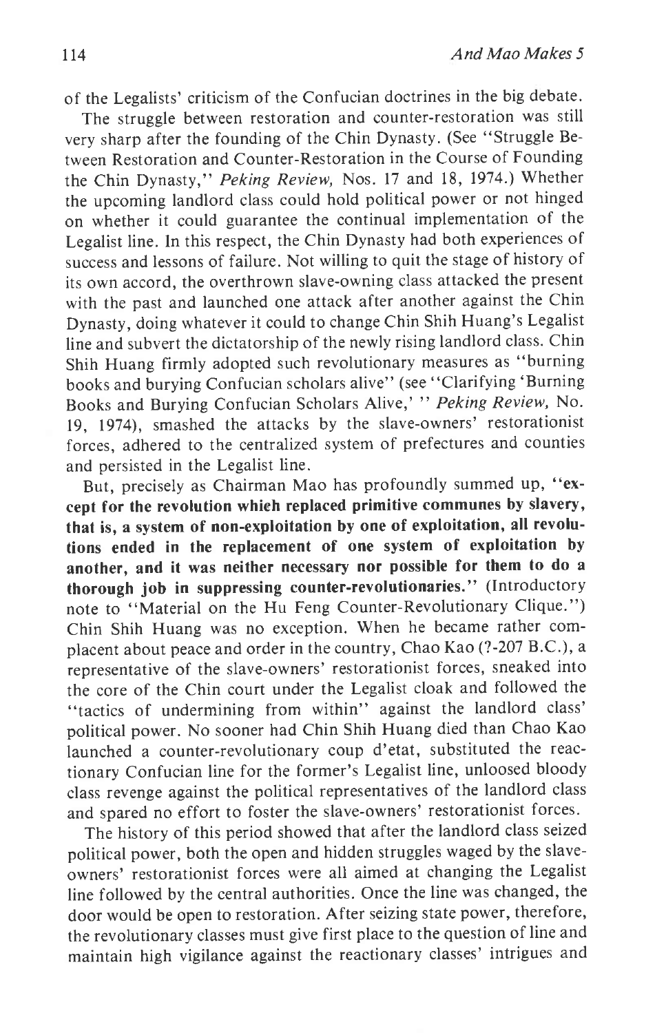of the Legalists' criticism of the Confucian doctrines in the big debate.

The struggle between restoration and counter-restoration was still very sharp after the founding of the Chin Dynasty. (See "Struggle Between Restoration and Counter-Restoration in the Course of Founding the Chin Dynasty," *Peking Review*, Nos. 17 and 18, 1974.) Whether the upcoming landlord class could hold political power or not hinged on whether it could guarantee the continual implementation of the Legalist line. In this respect, the Chin Dynasty had both experiences of success and lessons of failure. Not willing to quit the stage of history of its own accord, the overthrown slave-owning class attacked the present with the past and launched one attack after another against the Chin Dynasty, doing whatever it could to change Chin Shih Huang's Legalist line and subvert the dictatorship of the newly rising landlord class. Chin Shih Huang firmly adopted such revolutionary measures as "burning books and burying Confucian scholars alive" (see "Clarifying 'Burning Books and Burying Confucian Scholars Alive,' " *Peking Review*, No. 19, 1974), smashed the attacks by the slave-owners' restorationist forces, adhered to the centralized system of prefectures and counties and persisted in the Legalist line.

But, precisely as Chairman Mao has profoundly summed up, "**except for the revolution which replaced primitive communes by slavery, that is, a system of non-exploitation by one of exploitation, all revolutions ended in the replacement of one system of exploitation by another, and it was neither necessary nor possible for them to do a thorough job in suppressing counter-revolutionaries.**" (Introductory note to "Material on the Hu Feng Counter-Revolutionary Clique.") Chin Shih Huang was no exception. When he became rather complacent about peace and order in the country, Chao Kao (?-207 B.C.), a representative of the slave-owners' restorationist forces, sneaked into the core of the Chin court under the Legalist cloak and followed the "tactics of undermining from within" against the landlord class' political power. No sooner had Chin Shih Huang died than Chao Kao launched a counter-revolutionary coup d'etat, substituted the reactionary Confucian line for the former's Legalist line, unloosed bloody class revenge against the political representatives of the landlord class and spared no effort to foster the slave-owners' restorationist forces.

The history of this period showed that after the landlord class seized political power, both the open and hidden struggles waged by the slave-owners' restorationist forces were all aimed at changing the Legalist line followed by the central authorities. Once the line was changed, the door would be open to restoration. After seizing state power, therefore, the revolutionary classes must give first place to the question of line and maintain high vigilance against the reactionary classes' intrigues and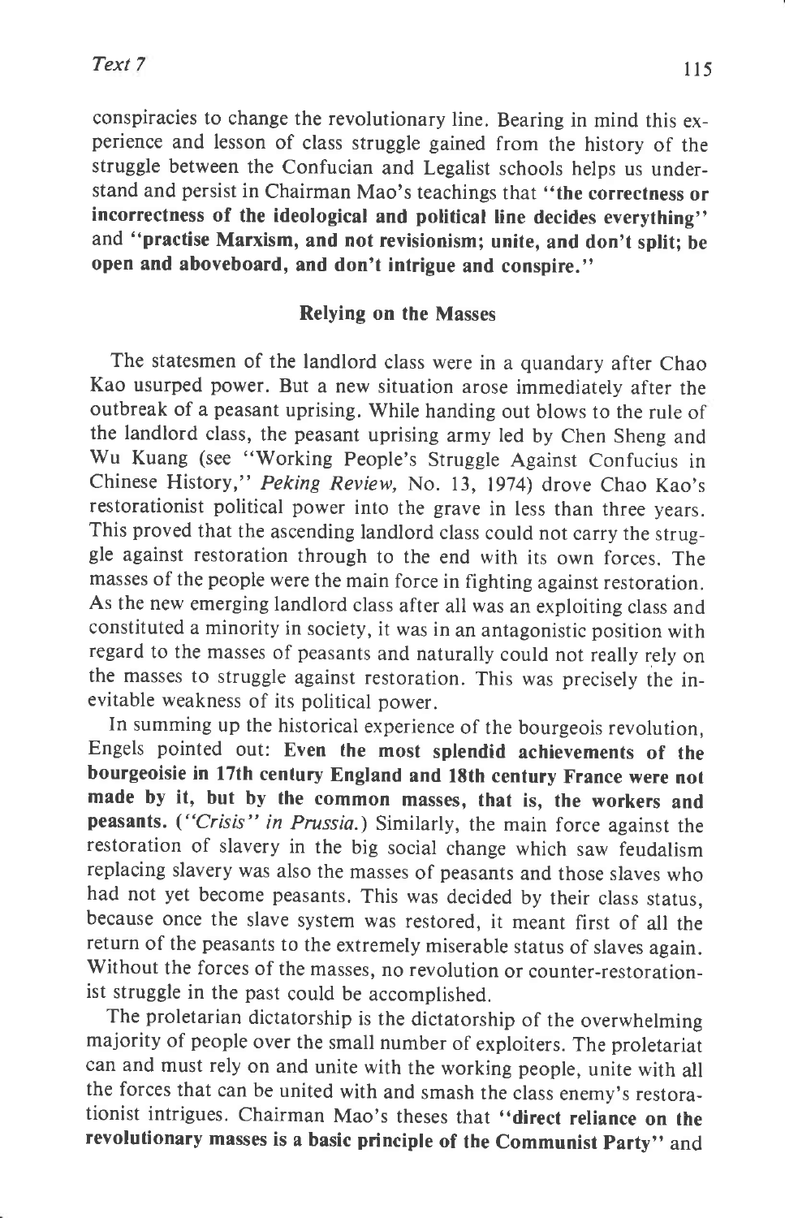conspiracies to change the revolutionary line. Bearing in mind this experience and lesson of class struggle gained from the history of the struggle between the Confucian and Legalist schools helps us understand and persist in Chairman Mao's teachings that "**the correctness or incorrectness of the ideological and political line decides everything**" and "**practise Marxism, and not revisionism; unite, and don't split; be open and aboveboard, and don't intrigue and conspire.**"

## Relying on the Masses

The statesmen of the landlord class were in a quandary after Chao Kao usurped power. But a new situation arose immediately after the outbreak of a peasant uprising. While handing out blows to the rule of the landlord class, the peasant uprising army led by Chen Sheng and Wu Kuang (see "Working People's Struggle Against Confucius in Chinese History," *Peking Review*, No. 13, 1974) drove Chao Kao's restorationist political power into the grave in less than three years. This proved that the ascending landlord class could not carry the struggle against restoration through to the end with its own forces. The masses of the people were the main force in fighting against restoration. As the new emerging landlord class after all was an exploiting class and constituted a minority in society, it was in an antagonistic position with regard to the masses of peasants and naturally could not really rely on the masses to struggle against restoration. This was precisely the inevitable weakness of its political power.

In summing up the historical experience of the bourgeois revolution, Engels pointed out: **Even the most splendid achievements of the bourgeoisie in 17th century England and 18th century France were not made by it, but by the common masses, that is, the workers and peasants.** (*"Crisis" in Prussia.*) Similarly, the main force against the restoration of slavery in the big social change which saw feudalism replacing slavery was also the masses of peasants and those slaves who had not yet become peasants. This was decided by their class status, because once the slave system was restored, it meant first of all the return of the peasants to the extremely miserable status of slaves again. Without the forces of the masses, no revolution or counter-restorationist struggle in the past could be accomplished.

The proletarian dictatorship is the dictatorship of the overwhelming majority of people over the small number of exploiters. The proletariat can and must rely on and unite with the working people, unite with all the forces that can be united with and smash the class enemy's restorationist intrigues. Chairman Mao's theses that "**direct reliance on the revolutionary masses is a basic principle of the Communist Party**" and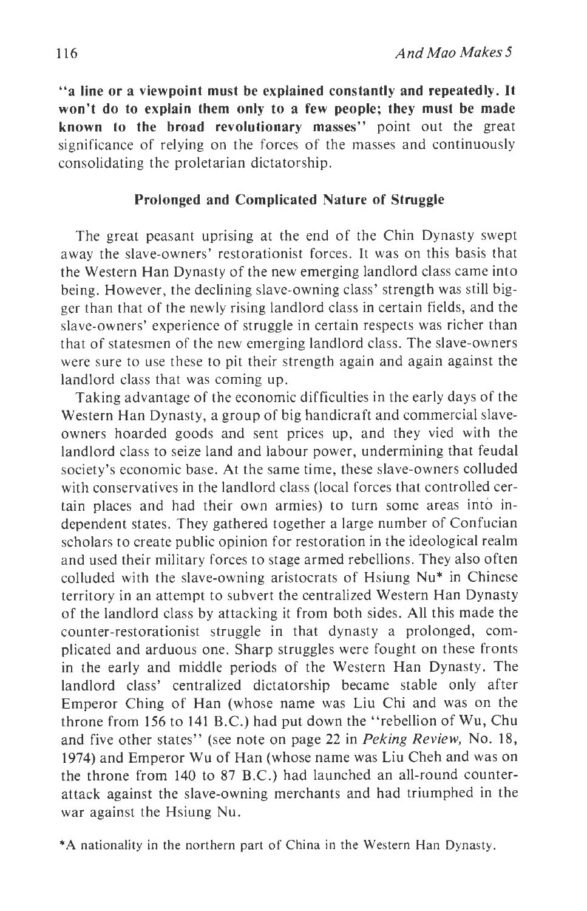**"a line or a viewpoint must be explained constantly and repeatedly. It won't do to explain them only to a few people; they must be made known to the broad revolutionary masses"** point out the great significance of relying on the forces of the masses and continuously consolidating the proletarian dictatorship.

### Prolonged and Complicated Nature of Struggle

The great peasant uprising at the end of the Chin Dynasty swept away the slave-owners' restorationist forces. It was on this basis that the Western Han Dynasty of the new emerging landlord class came into being. However, the declining slave-owning class' strength was still bigger than that of the newly rising landlord class in certain fields, and the slave-owners' experience of struggle in certain respects was richer than that of statesmen of the new emerging landlord class. The slave-owners were sure to use these to pit their strength again and again against the landlord class that was coming up.

Taking advantage of the economic difficulties in the early days of the Western Han Dynasty, a group of big handicraft and commercial slave-owners hoarded goods and sent prices up, and they vied with the landlord class to seize land and labour power, undermining that feudal society's economic base. At the same time, these slave-owners colluded with conservatives in the landlord class (local forces that controlled certain places and had their own armies) to turn some areas into independent states. They gathered together a large number of Confucian scholars to create public opinion for restoration in the ideological realm and used their military forces to stage armed rebellions. They also often colluded with the slave-owning aristocrats of Hsiung Nu* in Chinese territory in an attempt to subvert the centralized Western Han Dynasty of the landlord class by attacking it from both sides. All this made the counter-restorationist struggle in that dynasty a prolonged, complicated and arduous one. Sharp struggles were fought on these fronts in the early and middle periods of the Western Han Dynasty. The landlord class' centralized dictatorship became stable only after Emperor Ching of Han (whose name was Liu Chi and was on the throne from 156 to 141 B.C.) had put down the "rebellion of Wu, Chu and five other states" (see note on page 22 in *Peking Review*, No. 18, 1974) and Emperor Wu of Han (whose name was Liu Cheh and was on the throne from 140 to 87 B.C.) had launched an all-round counter-attack against the slave-owning merchants and had triumphed in the war against the Hsiung Nu.

*A nationality in the northern part of China in the Western Han Dynasty.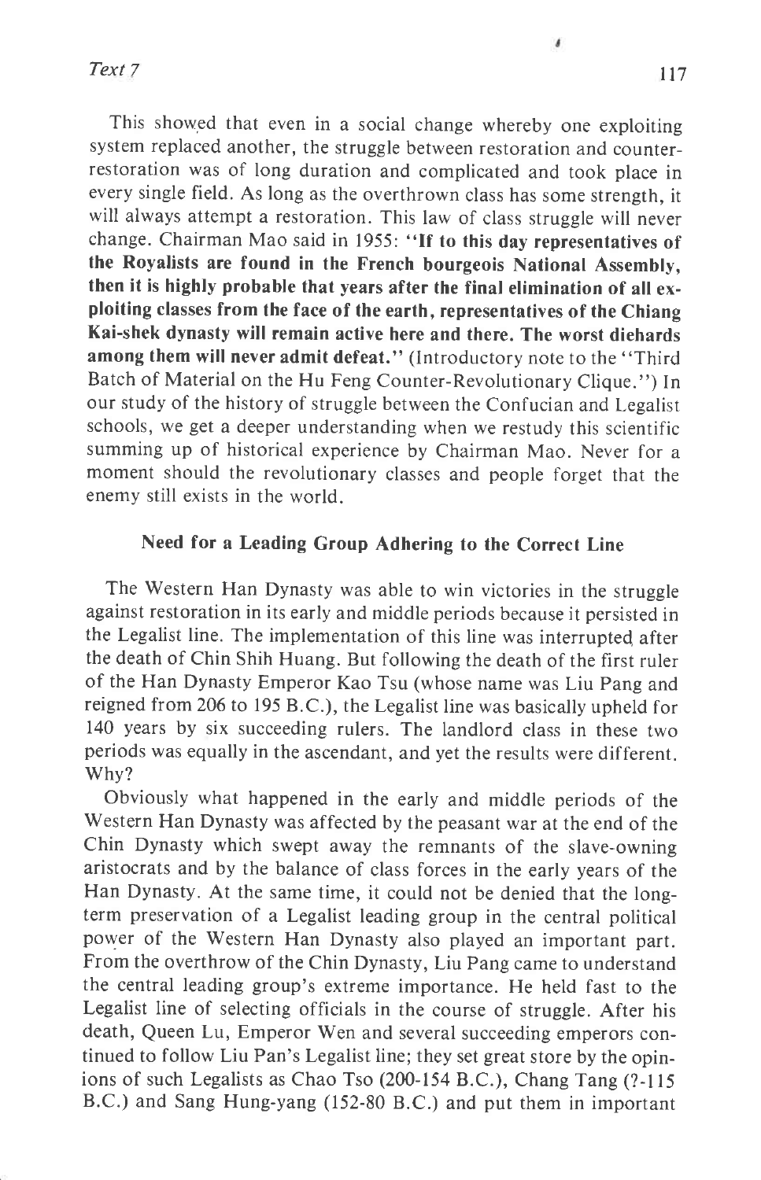This showed that even in a social change whereby one exploiting system replaced another, the struggle between restoration and counter-restoration was of long duration and complicated and took place in every single field. As long as the overthrown class has some strength, it will always attempt a restoration. This law of class struggle will never change. Chairman Mao said in 1955: **"If to this day representatives of the Royalists are found in the French bourgeois National Assembly, then it is highly probable that years after the final elimination of all exploiting classes from the face of the earth, representatives of the Chiang Kai-shek dynasty will remain active here and there. The worst diehards among them will never admit defeat."** (Introductory note to the "Third Batch of Material on the Hu Feng Counter-Revolutionary Clique.") In our study of the history of struggle between the Confucian and Legalist schools, we get a deeper understanding when we restudy this scientific summing up of historical experience by Chairman Mao. Never for a moment should the revolutionary classes and people forget that the enemy still exists in the world.

## Need for a Leading Group Adhering to the Correct Line

The Western Han Dynasty was able to win victories in the struggle against restoration in its early and middle periods because it persisted in the Legalist line. The implementation of this line was interrupted after the death of Chin Shih Huang. But following the death of the first ruler of the Han Dynasty Emperor Kao Tsu (whose name was Liu Pang and reigned from 206 to 195 B.C.), the Legalist line was basically upheld for 140 years by six succeeding rulers. The landlord class in these two periods was equally in the ascendant, and yet the results were different. Why?

Obviously what happened in the early and middle periods of the Western Han Dynasty was affected by the peasant war at the end of the Chin Dynasty which swept away the remnants of the slave-owning aristocrats and by the balance of class forces in the early years of the Han Dynasty. At the same time, it could not be denied that the long-term preservation of a Legalist leading group in the central political power of the Western Han Dynasty also played an important part. From the overthrow of the Chin Dynasty, Liu Pang came to understand the central leading group's extreme importance. He held fast to the Legalist line of selecting officials in the course of struggle. After his death, Queen Lu, Emperor Wen and several succeeding emperors continued to follow Liu Pan's Legalist line; they set great store by the opinions of such Legalists as Chao Tso (200-154 B.C.), Chang Tang (?-115 B.C.) and Sang Hung-yang (152-80 B.C.) and put them in important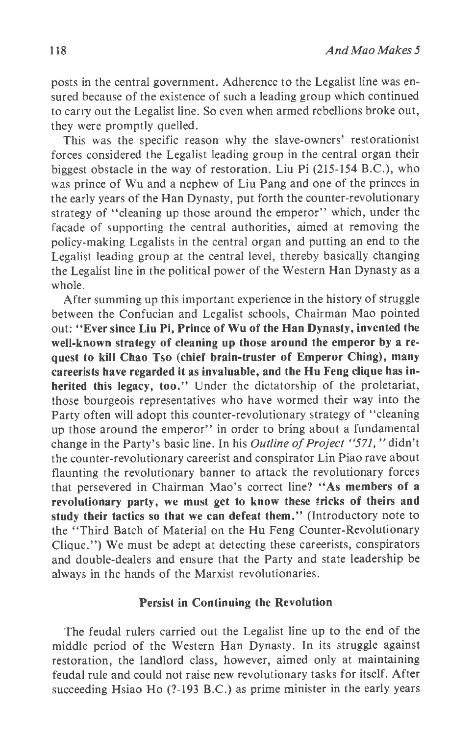posts in the central government. Adherence to the Legalist line was ensured because of the existence of such a leading group which continued to carry out the Legalist line. So even when armed rebellions broke out, they were promptly quelled.

This was the specific reason why the slave-owners' restorationist forces considered the Legalist leading group in the central organ their biggest obstacle in the way of restoration. Liu Pi (215-154 B.C.), who was prince of Wu and a nephew of Liu Pang and one of the princes in the early years of the Han Dynasty, put forth the counter-revolutionary strategy of "cleaning up those around the emperor" which, under the facade of supporting the central authorities, aimed at removing the policy-making Legalists in the central organ and putting an end to the Legalist leading group at the central level, thereby basically changing the Legalist line in the political power of the Western Han Dynasty as a whole.

After summing up this important experience in the history of struggle between the Confucian and Legalist schools, Chairman Mao pointed out: **"Ever since Liu Pi, Prince of Wu of the Han Dynasty, invented the well-known strategy of cleaning up those around the emperor by a request to kill Chao Tso (chief brain-truster of Emperor Ching), many careerists have regarded it as invaluable, and the Hu Feng clique has inherited this legacy, too."** Under the dictatorship of the proletariat, those bourgeois representatives who have wormed their way into the Party often will adopt this counter-revolutionary strategy of "cleaning up those around the emperor" in order to bring about a fundamental change in the Party's basic line. In his *Outline of Project "571,"* didn't the counter-revolutionary careerist and conspirator Lin Piao rave about flaunting the revolutionary banner to attack the revolutionary forces that persevered in Chairman Mao's correct line? **"As members of a revolutionary party, we must get to know these tricks of theirs and study their tactics so that we can defeat them."** (Introductory note to the "Third Batch of Material on the Hu Feng Counter-Revolutionary Clique.") We must be adept at detecting these careerists, conspirators and double-dealers and ensure that the Party and state leadership be always in the hands of the Marxist revolutionaries.

### Persist in Continuing the Revolution

The feudal rulers carried out the Legalist line up to the end of the middle period of the Western Han Dynasty. In its struggle against restoration, the landlord class, however, aimed only at maintaining feudal rule and could not raise new revolutionary tasks for itself. After succeeding Hsiao Ho (?-193 B.C.) as prime minister in the early years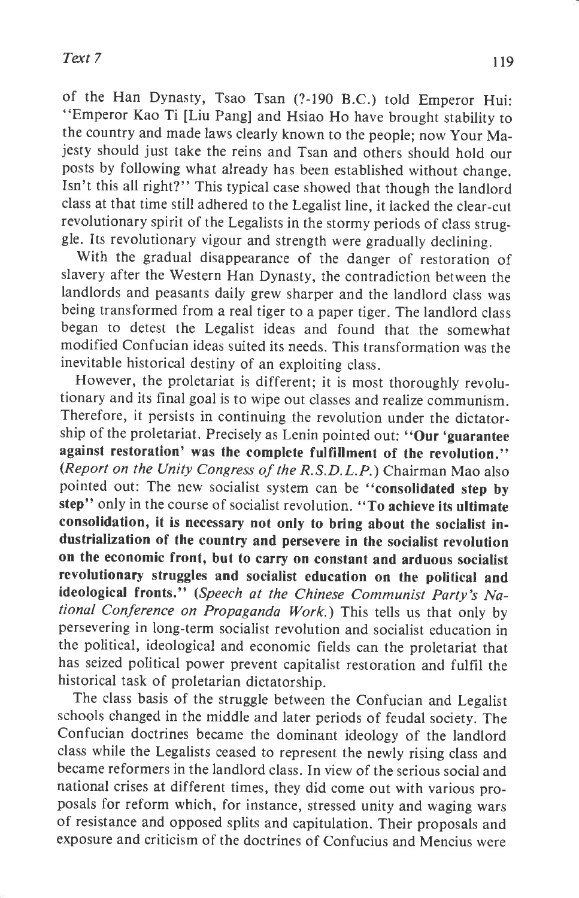of the Han Dynasty, Tsao Tsan (?-190 B.C.) told Emperor Hui: "Emperor Kao Ti [Liu Pang] and Hsiao Ho have brought stability to the country and made laws clearly known to the people; now Your Majesty should just take the reins and Tsan and others should hold our posts by following what already has been established without change. Isn't this all right?" This typical case showed that though the landlord class at that time still adhered to the Legalist line, it lacked the clear-cut revolutionary spirit of the Legalists in the stormy periods of class struggle. Its revolutionary vigour and strength were gradually declining.

With the gradual disappearance of the danger of restoration of slavery after the Western Han Dynasty, the contradiction between the landlords and peasants daily grew sharper and the landlord class was being transformed from a real tiger to a paper tiger. The landlord class began to detest the Legalist ideas and found that the somewhat modified Confucian ideas suited its needs. This transformation was the inevitable historical destiny of an exploiting class.

However, the proletariat is different; it is most thoroughly revolutionary and its final goal is to wipe out classes and realize communism. Therefore, it persists in continuing the revolution under the dictatorship of the proletariat. Precisely as Lenin pointed out: **"Our 'guarantee against restoration' was the complete fulfillment of the revolution."** (*Report on the Unity Congress of the R.S.D.L.P.*) Chairman Mao also pointed out: The new socialist system can be **"consolidated step by step"** only in the course of socialist revolution. **"To achieve its ultimate consolidation, it is necessary not only to bring about the socialist industrialization of the country and persevere in the socialist revolution on the economic front, but to carry on constant and arduous socialist revolutionary struggles and socialist education on the political and ideological fronts."** (*Speech at the Chinese Communist Party's National Conference on Propaganda Work.*) This tells us that only by persevering in long-term socialist revolution and socialist education in the political, ideological and economic fields can the proletariat that has seized political power prevent capitalist restoration and fulfil the historical task of proletarian dictatorship.

The class basis of the struggle between the Confucian and Legalist schools changed in the middle and later periods of feudal society. The Confucian doctrines became the dominant ideology of the landlord class while the Legalists ceased to represent the newly rising class and became reformers in the landlord class. In view of the serious social and national crises at different times, they did come out with various proposals for reform which, for instance, stressed unity and waging wars of resistance and opposed splits and capitulation. Their proposals and exposure and criticism of the doctrines of Confucius and Mencius were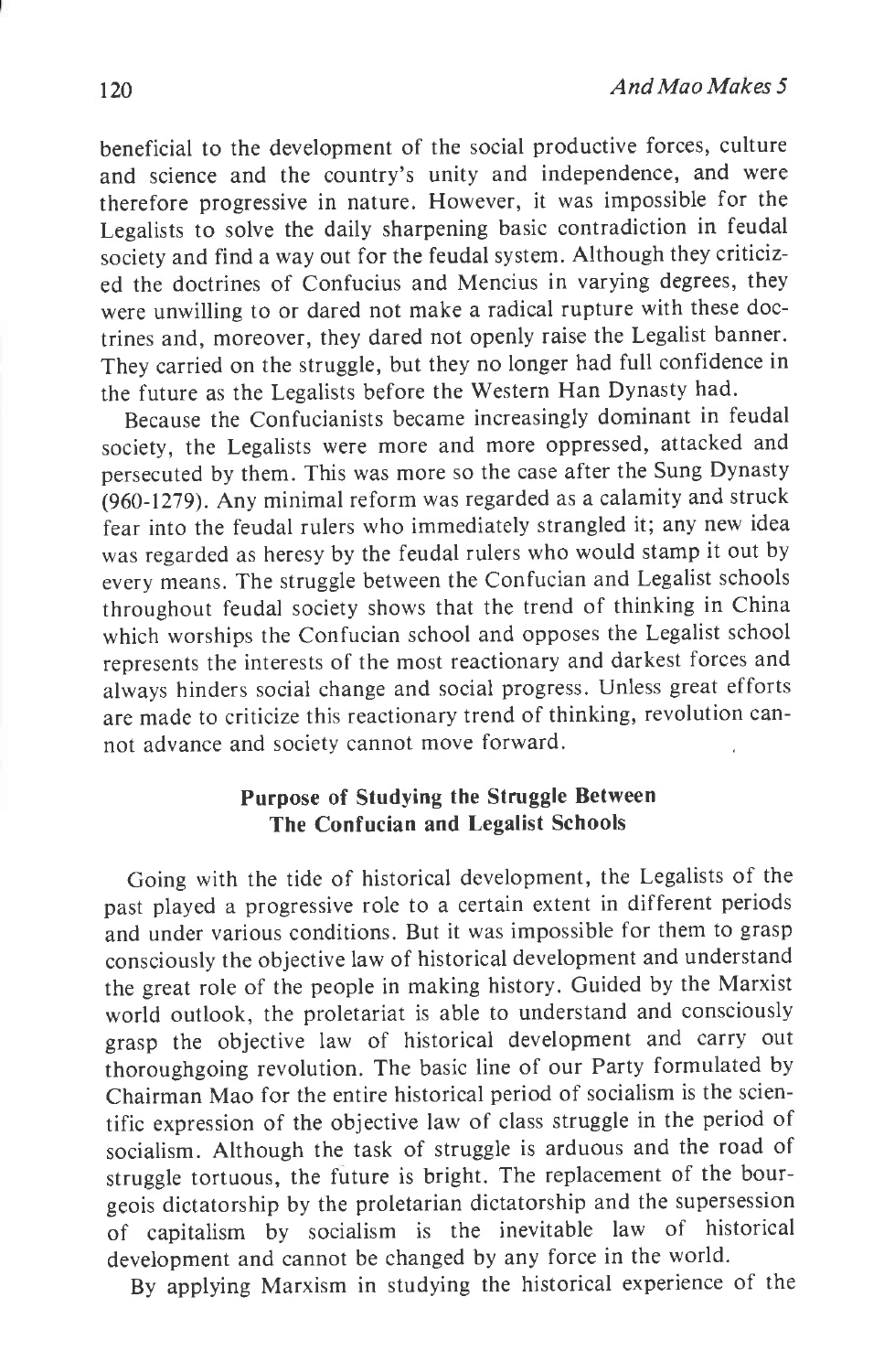beneficial to the development of the social productive forces, culture and science and the country's unity and independence, and were therefore progressive in nature. However, it was impossible for the Legalists to solve the daily sharpening basic contradiction in feudal society and find a way out for the feudal system. Although they criticized the doctrines of Confucius and Mencius in varying degrees, they were unwilling to or dared not make a radical rupture with these doctrines and, moreover, they dared not openly raise the Legalist banner. They carried on the struggle, but they no longer had full confidence in the future as the Legalists before the Western Han Dynasty had.

Because the Confucianists became increasingly dominant in feudal society, the Legalists were more and more oppressed, attacked and persecuted by them. This was more so the case after the Sung Dynasty (960-1279). Any minimal reform was regarded as a calamity and struck fear into the feudal rulers who immediately strangled it; any new idea was regarded as heresy by the feudal rulers who would stamp it out by every means. The struggle between the Confucian and Legalist schools throughout feudal society shows that the trend of thinking in China which worships the Confucian school and opposes the Legalist school represents the interests of the most reactionary and darkest forces and always hinders social change and social progress. Unless great efforts are made to criticize this reactionary trend of thinking, revolution cannot advance and society cannot move forward.

## Purpose of Studying the Struggle Between The Confucian and Legalist Schools

Going with the tide of historical development, the Legalists of the past played a progressive role to a certain extent in different periods and under various conditions. But it was impossible for them to grasp consciously the objective law of historical development and understand the great role of the people in making history. Guided by the Marxist world outlook, the proletariat is able to understand and consciously grasp the objective law of historical development and carry out thoroughgoing revolution. The basic line of our Party formulated by Chairman Mao for the entire historical period of socialism is the scientific expression of the objective law of class struggle in the period of socialism. Although the task of struggle is arduous and the road of struggle tortuous, the future is bright. The replacement of the bourgeois dictatorship by the proletarian dictatorship and the supersession of capitalism by socialism is the inevitable law of historical development and cannot be changed by any force in the world.

By applying Marxism in studying the historical experience of the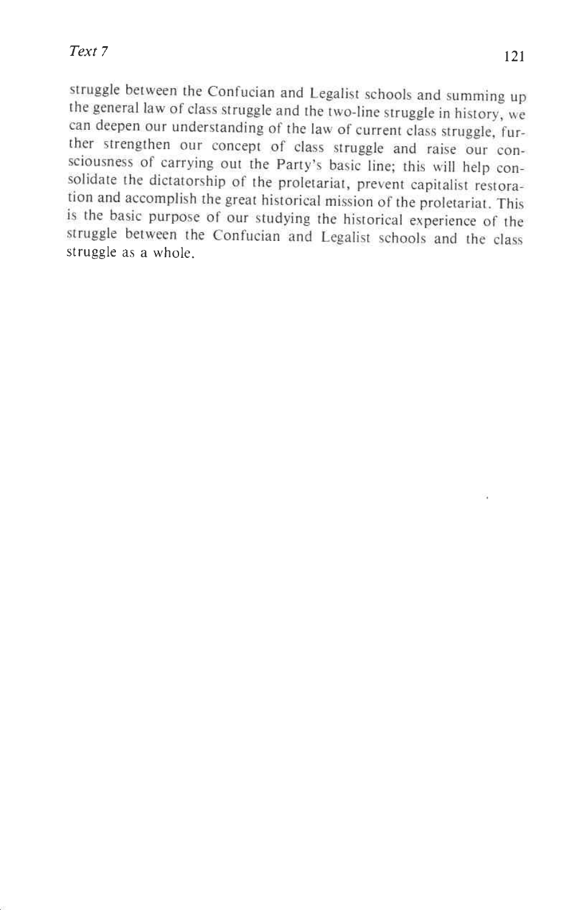struggle between the Confucian and Legalist schools and summing up the general law of class struggle and the two-line struggle in history, we can deepen our understanding of the law of current class struggle, further strengthen our concept of class struggle and raise our consciousness of carrying out the Party's basic line; this will help consolidate the dictatorship of the proletariat, prevent capitalist restoration and accomplish the great historical mission of the proletariat. This is the basic purpose of our studying the historical experience of the struggle between the Confucian and Legalist schools and the class struggle as a whole.